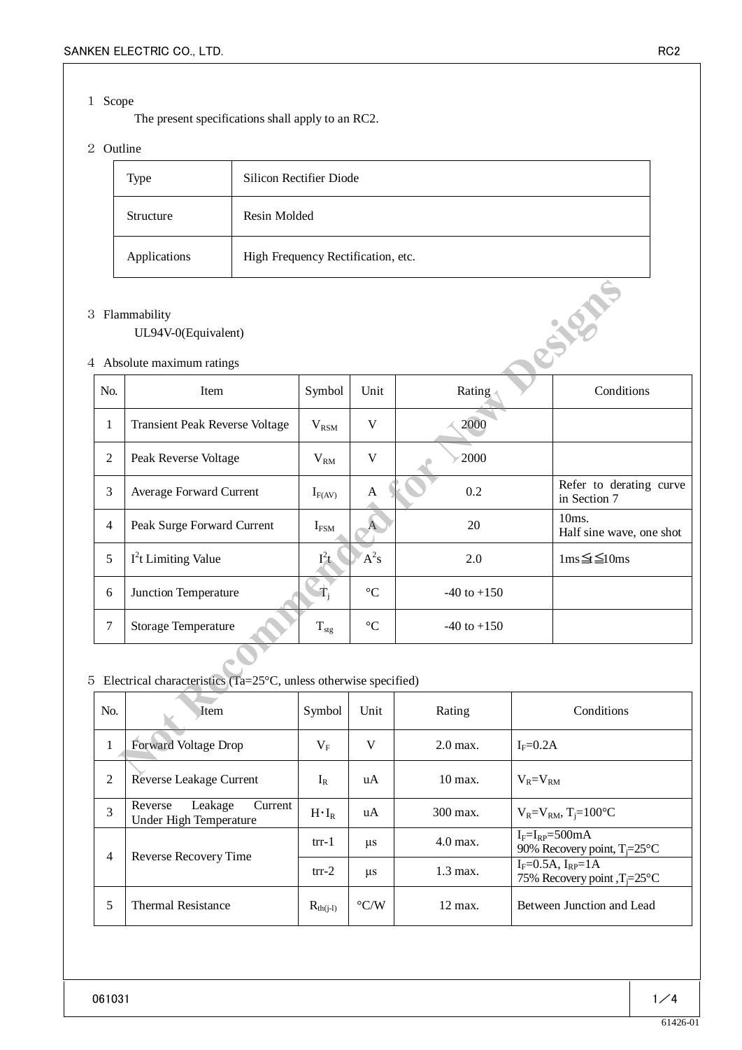## 1 Scope

The present specifications shall apply to an RC2.

## 2 Outline

| Type | Silicon Rectifier Diode |
|---|---|
| Structure | Resin Molded |
| Applications | High Frequency Rectification, etc. |

## 3 Flammability

UL94V-0(Equivalent)

## 4 Absolute maximum ratings

| No. | Item | Symbol | Unit | Rating | Conditions |
|---|---|---|---|---|---|
| 1 | Transient Peak Reverse Voltage | $V_{RSM}$ | V | 2000 | |
| 2 | Peak Reverse Voltage | $V_{RM}$ | V | 2000 | |
| 3 | Average Forward Current | $I_{F(AV)}$ | A | 0.2 | Refer to derating curve in Section 7 |
| 4 | Peak Surge Forward Current | $I_{FSM}$ | A | 20 | 10ms. Half sine wave, one shot |
| 5 | $I^2t$ Limiting Value | $I^2t$ | $A^2s$ | 2.0 | $1ms \leqq t \leqq 10ms$ |
| 6 | Junction Temperature | $T_j$ | °C | -40 to +150 | |
| 7 | Storage Temperature | $T_{stg}$ | °C | -40 to +150 | |

## 5 Electrical characteristics (Ta=25°C, unless otherwise specified)

| No. | Item | Symbol | Unit | Rating | Conditions |
|---|---|---|---|---|---|
| 1 | Forward Voltage Drop | $V_F$ | V | 2.0 max. | $I_F$=0.2A |
| 2 | Reverse Leakage Current | $I_R$ | uA | 10 max. | $V_R=V_{RM}$ |
| 3 | Reverse Leakage Current Under High Temperature | $H \cdot I_R$ | uA | 300 max. | $V_R=V_{RM}$, $T_j$=100°C |
| 4 | Reverse Recovery Time | trr-1 | μs | 4.0 max. | $I_F=I_{RP}$=500mA 90% Recovery point, $T_j$=25°C |
| | | trr-2 | μs | 1.3 max. | $I_F$=0.5A, $I_{RP}$=1A 75% Recovery point, $T_j$=25°C |
| 5 | Thermal Resistance | $R_{th(j-l)}$ | °C/W | 12 max. | Between Junction and Lead |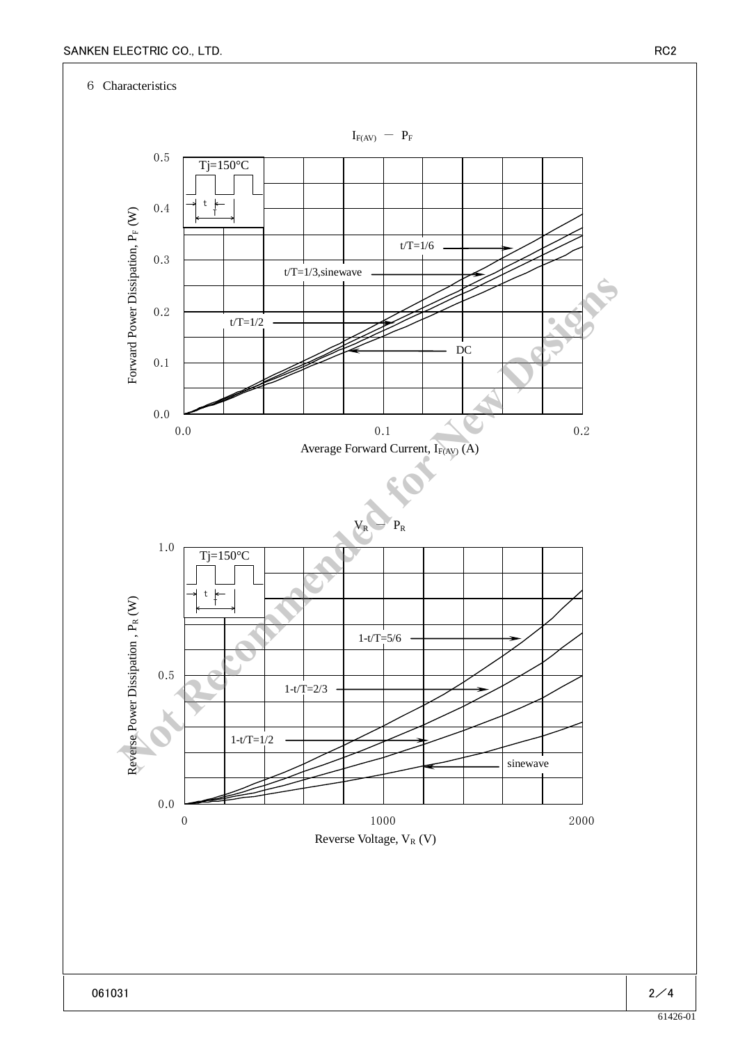## 6 Characteristics

$I_{F(AV)}$ — $P_F$

Tj=150°C

Forward Power Dissipation, $P_F$ (W)

Average Forward Current, $I_{F(AV)}$ (A)

t/T=1/6

t/T=1/3,sinewave

t/T=1/2

DC

$V_R$ — $P_R$

Tj=150°C

Reverse Power Dissipation , $P_R$ (W)

Reverse Voltage, $V_R$ (V)

1-t/T=5/6

1-t/T=2/3

1-t/T=1/2

sinewave

Not Recommended for New Designs

061031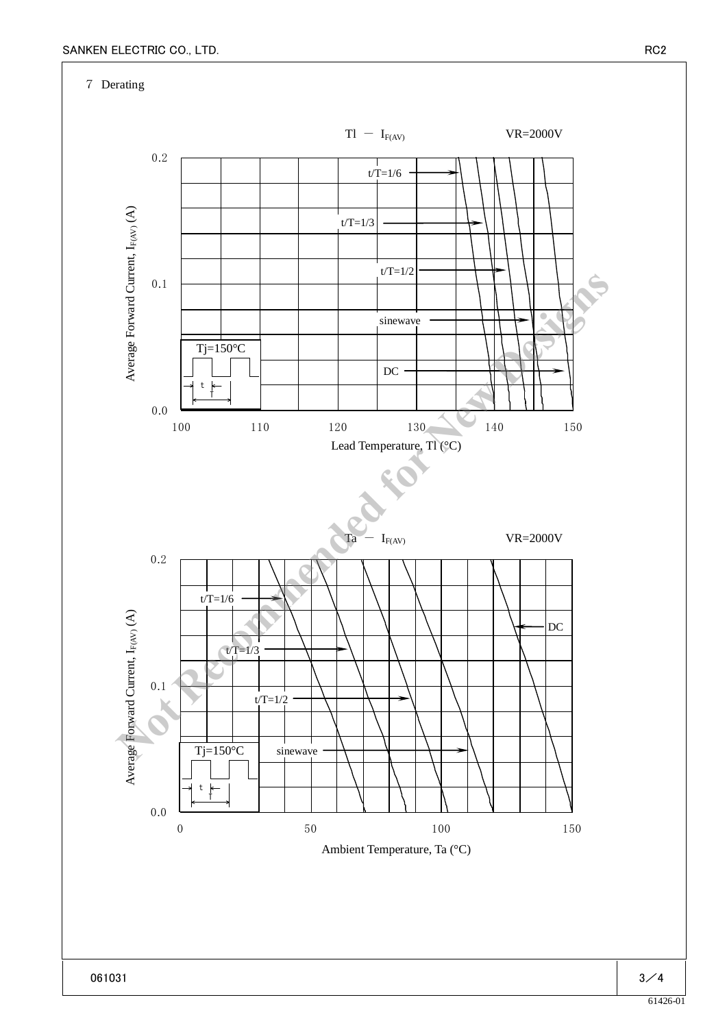## 7 Derating

$Tl - I_{F(AV)}$ VR=2000V

Average Forward Current, $I_{F(AV)}$ (A)

Tj=150°C

t/T=1/6
t/T=1/3
t/T=1/2
sinewave
DC

Lead Temperature, Tl (°C)

$Ta - I_{F(AV)}$ VR=2000V

Average Forward Current, $I_{F(AV)}$ (A)

Tj=150°C

t/T=1/6
t/T=1/3
t/T=1/2
sinewave
DC

Ambient Temperature, Ta (°C)

Not Recommended for New Designs

061031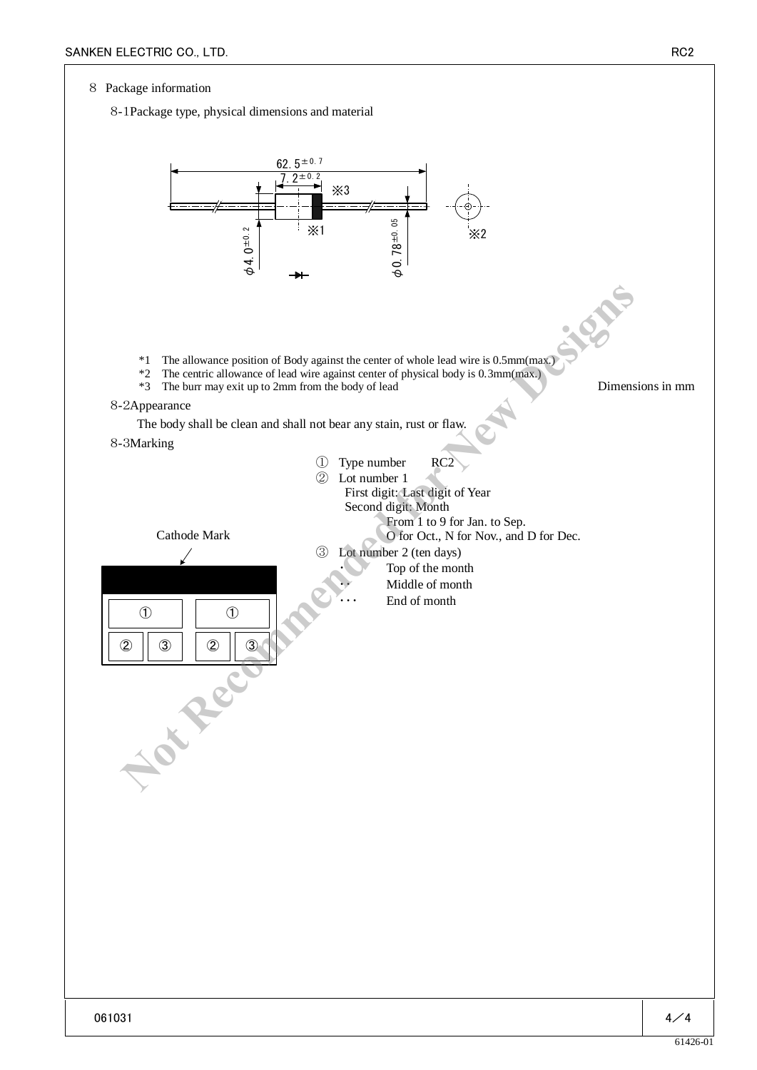## 8 Package information

### 8-1 Package type, physical dimensions and material

62.5±0.7

7.2±0.2

※3

※1

※2

φ4.0±0.2

φ0.78±0.05

*1 The allowance position of Body against the center of whole lead wire is 0.5mm(max.)
*2 The centric allowance of lead wire against center of physical body is 0.3mm(max.)
*3 The burr may exit up to 2mm from the body of lead

Dimensions in mm

### 8-2 Appearance

The body shall be clean and shall not bear any stain, rust or flaw.

### 8-3 Marking

Cathode Mark

| | |
|---|---|
| ① | ① |
| ② ③ | ② ③ |

① Type number RC2

② Lot number 1
  First digit: Last digit of Year
  Second digit: Month
   From 1 to 9 for Jan. to Sep.
   O for Oct., N for Nov., and D for Dec.

③ Lot number 2 (ten days)
  ・ Top of the month
  ・・ Middle of month
  ・・・ End of month

Not Recommended for New Designs